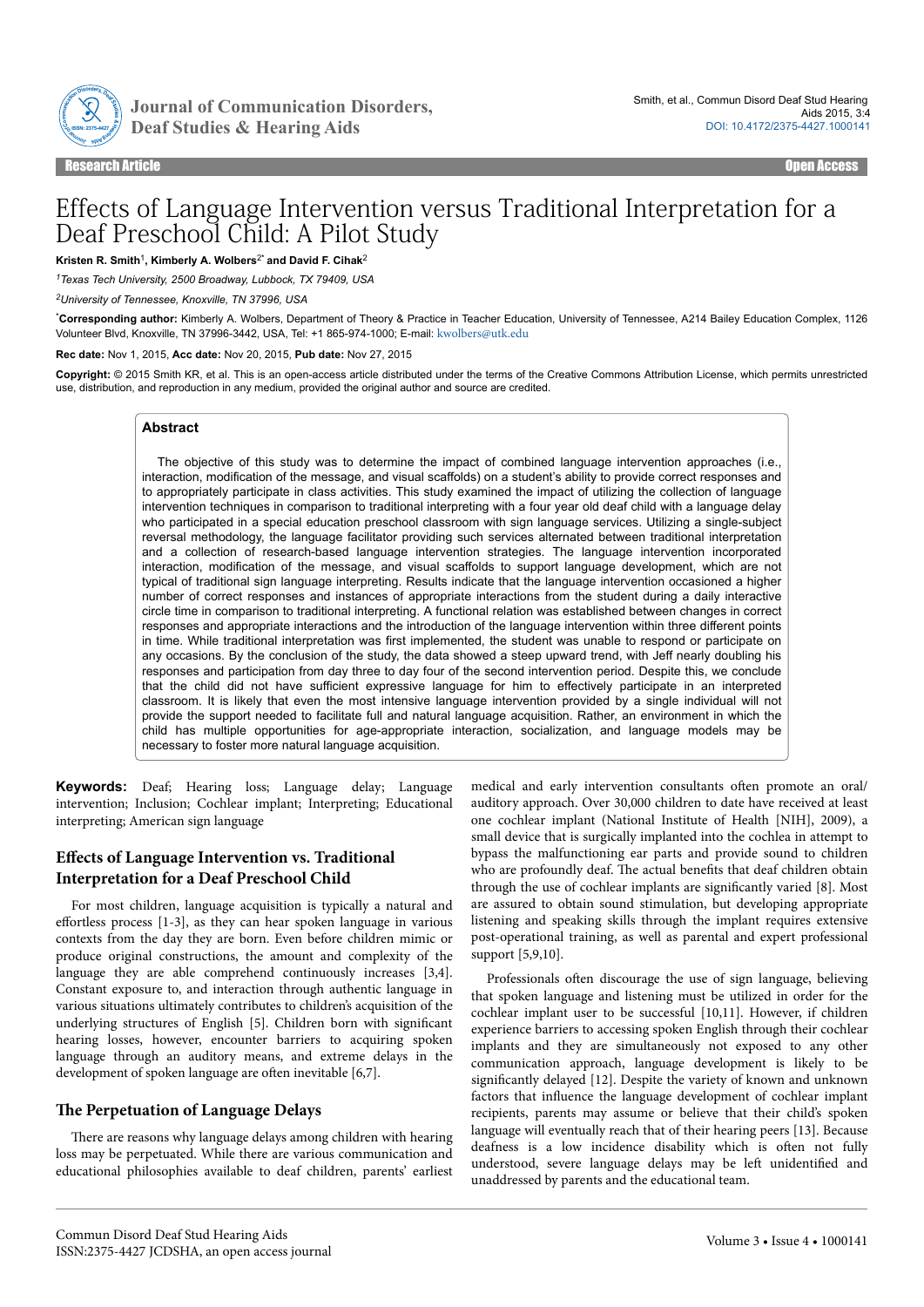Research Article | Open Access

# Effects of Language Intervention versus Traditional Interpretation for a Deaf Preschool Child: A Pilot Study

**Kristen R. Smith**[1], **Kimberly A. Wolbers**[2*] **and David F. Cihak**[2]

[1]*Texas Tech University, 2500 Broadway, Lubbock, TX 79409, USA*

[2]*University of Tennessee, Knoxville, TN 37996, USA*

[*]**Corresponding author:** Kimberly A. Wolbers, Department of Theory & Practice in Teacher Education, University of Tennessee, A214 Bailey Education Complex, 1126 Volunteer Blvd, Knoxville, TN 37996-3442, USA, Tel: +1 865-974-1000; E-mail: kwolbers@utk.edu

**Rec date:** Nov 1, 2015, **Acc date:** Nov 20, 2015, **Pub date:** Nov 27, 2015

**Copyright:** © 2015 Smith KR, et al. This is an open-access article distributed under the terms of the Creative Commons Attribution License, which permits unrestricted use, distribution, and reproduction in any medium, provided the original author and source are credited.

## Abstract

The objective of this study was to determine the impact of combined language intervention approaches (i.e., interaction, modification of the message, and visual scaffolds) on a student's ability to provide correct responses and to appropriately participate in class activities. This study examined the impact of utilizing the collection of language intervention techniques in comparison to traditional interpreting with a four year old deaf child with a language delay who participated in a special education preschool classroom with sign language services. Utilizing a single-subject reversal methodology, the language facilitator providing such services alternated between traditional interpretation and a collection of research-based language intervention strategies. The language intervention incorporated interaction, modification of the message, and visual scaffolds to support language development, which are not typical of traditional sign language interpreting. Results indicate that the language intervention occasioned a higher number of correct responses and instances of appropriate interactions from the student during a daily interactive circle time in comparison to traditional interpreting. A functional relation was established between changes in correct responses and appropriate interactions and the introduction of the language intervention within three different points in time. While traditional interpretation was first implemented, the student was unable to respond or participate on any occasions. By the conclusion of the study, the data showed a steep upward trend, with Jeff nearly doubling his responses and participation from day three to day four of the second intervention period. Despite this, we conclude that the child did not have sufficient expressive language for him to effectively participate in an interpreted classroom. It is likely that even the most intensive language intervention provided by a single individual will not provide the support needed to facilitate full and natural language acquisition. Rather, an environment in which the child has multiple opportunities for age-appropriate interaction, socialization, and language models may be necessary to foster more natural language acquisition.

**Keywords:** Deaf; Hearing loss; Language delay; Language intervention; Inclusion; Cochlear implant; Interpreting; Educational interpreting; American sign language

## Effects of Language Intervention vs. Traditional Interpretation for a Deaf Preschool Child

For most children, language acquisition is typically a natural and effortless process [1-3], as they can hear spoken language in various contexts from the day they are born. Even before children mimic or produce original constructions, the amount and complexity of the language they are able comprehend continuously increases [3,4]. Constant exposure to, and interaction through authentic language in various situations ultimately contributes to children's acquisition of the underlying structures of English [5]. Children born with significant hearing losses, however, encounter barriers to acquiring spoken language through an auditory means, and extreme delays in the development of spoken language are often inevitable [6,7].

## The Perpetuation of Language Delays

There are reasons why language delays among children with hearing loss may be perpetuated. While there are various communication and educational philosophies available to deaf children, parents' earliest medical and early intervention consultants often promote an oral/auditory approach. Over 30,000 children to date have received at least one cochlear implant (National Institute of Health [NIH], 2009), a small device that is surgically implanted into the cochlea in attempt to bypass the malfunctioning ear parts and provide sound to children who are profoundly deaf. The actual benefits that deaf children obtain through the use of cochlear implants are significantly varied [8]. Most are assured to obtain sound stimulation, but developing appropriate listening and speaking skills through the implant requires extensive post-operational training, as well as parental and expert professional support [5,9,10].

Professionals often discourage the use of sign language, believing that spoken language and listening must be utilized in order for the cochlear implant user to be successful [10,11]. However, if children experience barriers to accessing spoken English through their cochlear implants and they are simultaneously not exposed to any other communication approach, language development is likely to be significantly delayed [12]. Despite the variety of known and unknown factors that influence the language development of cochlear implant recipients, parents may assume or believe that their child's spoken language will eventually reach that of their hearing peers [13]. Because deafness is a low incidence disability which is often not fully understood, severe language delays may be left unidentified and unaddressed by parents and the educational team.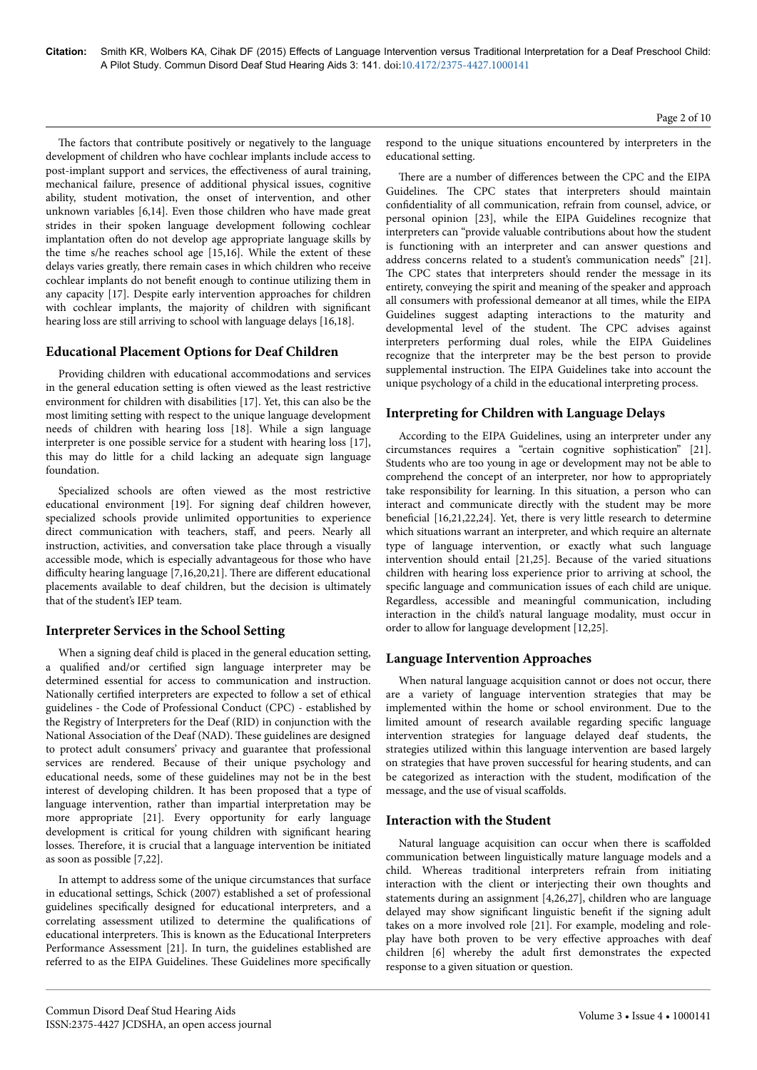The factors that contribute positively or negatively to the language development of children who have cochlear implants include access to post-implant support and services, the effectiveness of aural training, mechanical failure, presence of additional physical issues, cognitive ability, student motivation, the onset of intervention, and other unknown variables [6,14]. Even those children who have made great strides in their spoken language development following cochlear implantation often do not develop age appropriate language skills by the time s/he reaches school age [15,16]. While the extent of these delays varies greatly, there remain cases in which children who receive cochlear implants do not benefit enough to continue utilizing them in any capacity [17]. Despite early intervention approaches for children with cochlear implants, the majority of children with significant hearing loss are still arriving to school with language delays [16,18].

## Educational Placement Options for Deaf Children

Providing children with educational accommodations and services in the general education setting is often viewed as the least restrictive environment for children with disabilities [17]. Yet, this can also be the most limiting setting with respect to the unique language development needs of children with hearing loss [18]. While a sign language interpreter is one possible service for a student with hearing loss [17], this may do little for a child lacking an adequate sign language foundation.

Specialized schools are often viewed as the most restrictive educational environment [19]. For signing deaf children however, specialized schools provide unlimited opportunities to experience direct communication with teachers, staff, and peers. Nearly all instruction, activities, and conversation take place through a visually accessible mode, which is especially advantageous for those who have difficulty hearing language [7,16,20,21]. There are different educational placements available to deaf children, but the decision is ultimately that of the student's IEP team.

## Interpreter Services in the School Setting

When a signing deaf child is placed in the general education setting, a qualified and/or certified sign language interpreter may be determined essential for access to communication and instruction. Nationally certified interpreters are expected to follow a set of ethical guidelines - the Code of Professional Conduct (CPC) - established by the Registry of Interpreters for the Deaf (RID) in conjunction with the National Association of the Deaf (NAD). These guidelines are designed to protect adult consumers' privacy and guarantee that professional services are rendered. Because of their unique psychology and educational needs, some of these guidelines may not be in the best interest of developing children. It has been proposed that a type of language intervention, rather than impartial interpretation may be more appropriate [21]. Every opportunity for early language development is critical for young children with significant hearing losses. Therefore, it is crucial that a language intervention be initiated as soon as possible [7,22].

In attempt to address some of the unique circumstances that surface in educational settings, Schick (2007) established a set of professional guidelines specifically designed for educational interpreters, and a correlating assessment utilized to determine the qualifications of educational interpreters. This is known as the Educational Interpreters Performance Assessment [21]. In turn, the guidelines established are referred to as the EIPA Guidelines. These Guidelines more specifically respond to the unique situations encountered by interpreters in the educational setting.

There are a number of differences between the CPC and the EIPA Guidelines. The CPC states that interpreters should maintain confidentiality of all communication, refrain from counsel, advice, or personal opinion [23], while the EIPA Guidelines recognize that interpreters can "provide valuable contributions about how the student is functioning with an interpreter and can answer questions and address concerns related to a student's communication needs" [21]. The CPC states that interpreters should render the message in its entirety, conveying the spirit and meaning of the speaker and approach all consumers with professional demeanor at all times, while the EIPA Guidelines suggest adapting interactions to the maturity and developmental level of the student. The CPC advises against interpreters performing dual roles, while the EIPA Guidelines recognize that the interpreter may be the best person to provide supplemental instruction. The EIPA Guidelines take into account the unique psychology of a child in the educational interpreting process.

## Interpreting for Children with Language Delays

According to the EIPA Guidelines, using an interpreter under any circumstances requires a "certain cognitive sophistication" [21]. Students who are too young in age or development may not be able to comprehend the concept of an interpreter, nor how to appropriately take responsibility for learning. In this situation, a person who can interact and communicate directly with the student may be more beneficial [16,21,22,24]. Yet, there is very little research to determine which situations warrant an interpreter, and which require an alternate type of language intervention, or exactly what such language intervention should entail [21,25]. Because of the varied situations children with hearing loss experience prior to arriving at school, the specific language and communication issues of each child are unique. Regardless, accessible and meaningful communication, including interaction in the child's natural language modality, must occur in order to allow for language development [12,25].

## Language Intervention Approaches

When natural language acquisition cannot or does not occur, there are a variety of language intervention strategies that may be implemented within the home or school environment. Due to the limited amount of research available regarding specific language intervention strategies for language delayed deaf students, the strategies utilized within this language intervention are based largely on strategies that have proven successful for hearing students, and can be categorized as interaction with the student, modification of the message, and the use of visual scaffolds.

## Interaction with the Student

Natural language acquisition can occur when there is scaffolded communication between linguistically mature language models and a child. Whereas traditional interpreters refrain from initiating interaction with the client or interjecting their own thoughts and statements during an assignment [4,26,27], children who are language delayed may show significant linguistic benefit if the signing adult takes on a more involved role [21]. For example, modeling and role-play have both proven to be very effective approaches with deaf children [6] whereby the adult first demonstrates the expected response to a given situation or question.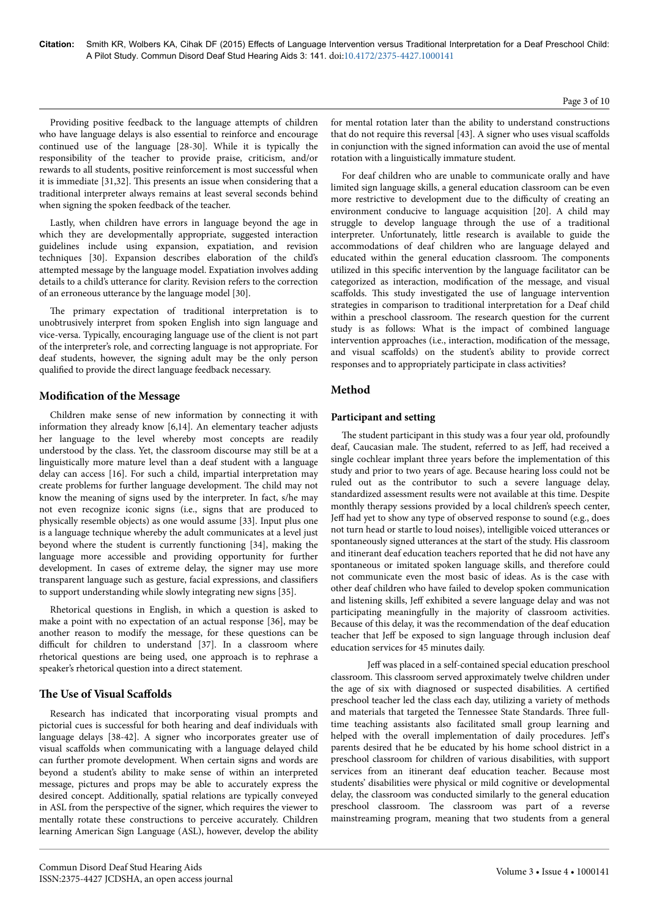Providing positive feedback to the language attempts of children who have language delays is also essential to reinforce and encourage continued use of the language [28-30]. While it is typically the responsibility of the teacher to provide praise, criticism, and/or rewards to all students, positive reinforcement is most successful when it is immediate [31,32]. This presents an issue when considering that a traditional interpreter always remains at least several seconds behind when signing the spoken feedback of the teacher.

Lastly, when children have errors in language beyond the age in which they are developmentally appropriate, suggested interaction guidelines include using expansion, expatiation, and revision techniques [30]. Expansion describes elaboration of the child's attempted message by the language model. Expatiation involves adding details to a child's utterance for clarity. Revision refers to the correction of an erroneous utterance by the language model [30].

The primary expectation of traditional interpretation is to unobtrusively interpret from spoken English into sign language and vice-versa. Typically, encouraging language use of the client is not part of the interpreter's role, and correcting language is not appropriate. For deaf students, however, the signing adult may be the only person qualified to provide the direct language feedback necessary.

## Modification of the Message

Children make sense of new information by connecting it with information they already know [6,14]. An elementary teacher adjusts her language to the level whereby most concepts are readily understood by the class. Yet, the classroom discourse may still be at a linguistically more mature level than a deaf student with a language delay can access [16]. For such a child, impartial interpretation may create problems for further language development. The child may not know the meaning of signs used by the interpreter. In fact, s/he may not even recognize iconic signs (i.e., signs that are produced to physically resemble objects) as one would assume [33]. Input plus one is a language technique whereby the adult communicates at a level just beyond where the student is currently functioning [34], making the language more accessible and providing opportunity for further development. In cases of extreme delay, the signer may use more transparent language such as gesture, facial expressions, and classifiers to support understanding while slowly integrating new signs [35].

Rhetorical questions in English, in which a question is asked to make a point with no expectation of an actual response [36], may be another reason to modify the message, for these questions can be difficult for children to understand [37]. In a classroom where rhetorical questions are being used, one approach is to rephrase a speaker's rhetorical question into a direct statement.

## The Use of Visual Scaffolds

Research has indicated that incorporating visual prompts and pictorial cues is successful for both hearing and deaf individuals with language delays [38-42]. A signer who incorporates greater use of visual scaffolds when communicating with a language delayed child can further promote development. When certain signs and words are beyond a student's ability to make sense of within an interpreted message, pictures and props may be able to accurately express the desired concept. Additionally, spatial relations are typically conveyed in ASL from the perspective of the signer, which requires the viewer to mentally rotate these constructions to perceive accurately. Children learning American Sign Language (ASL), however, develop the ability for mental rotation later than the ability to understand constructions that do not require this reversal [43]. A signer who uses visual scaffolds in conjunction with the signed information can avoid the use of mental rotation with a linguistically immature student.

For deaf children who are unable to communicate orally and have limited sign language skills, a general education classroom can be even more restrictive to development due to the difficulty of creating an environment conducive to language acquisition [20]. A child may struggle to develop language through the use of a traditional interpreter. Unfortunately, little research is available to guide the accommodations of deaf children who are language delayed and educated within the general education classroom. The components utilized in this specific intervention by the language facilitator can be categorized as interaction, modification of the message, and visual scaffolds. This study investigated the use of language intervention strategies in comparison to traditional interpretation for a Deaf child within a preschool classroom. The research question for the current study is as follows: What is the impact of combined language intervention approaches (i.e., interaction, modification of the message, and visual scaffolds) on the student's ability to provide correct responses and to appropriately participate in class activities?

## Method

### Participant and setting

The student participant in this study was a four year old, profoundly deaf, Caucasian male. The student, referred to as Jeff, had received a single cochlear implant three years before the implementation of this study and prior to two years of age. Because hearing loss could not be ruled out as the contributor to such a severe language delay, standardized assessment results were not available at this time. Despite monthly therapy sessions provided by a local children's speech center, Jeff had yet to show any type of observed response to sound (e.g., does not turn head or startle to loud noises), intelligible voiced utterances or spontaneously signed utterances at the start of the study. His classroom and itinerant deaf education teachers reported that he did not have any spontaneous or imitated spoken language skills, and therefore could not communicate even the most basic of ideas. As is the case with other deaf children who have failed to develop spoken communication and listening skills, Jeff exhibited a severe language delay and was not participating meaningfully in the majority of classroom activities. Because of this delay, it was the recommendation of the deaf education teacher that Jeff be exposed to sign language through inclusion deaf education services for 45 minutes daily.

Jeff was placed in a self-contained special education preschool classroom. This classroom served approximately twelve children under the age of six with diagnosed or suspected disabilities. A certified preschool teacher led the class each day, utilizing a variety of methods and materials that targeted the Tennessee State Standards. Three full-time teaching assistants also facilitated small group learning and helped with the overall implementation of daily procedures. Jeff's parents desired that he be educated by his home school district in a preschool classroom for children of various disabilities, with support services from an itinerant deaf education teacher. Because most students' disabilities were physical or mild cognitive or developmental delay, the classroom was conducted similarly to the general education preschool classroom. The classroom was part of a reverse mainstreaming program, meaning that two students from a general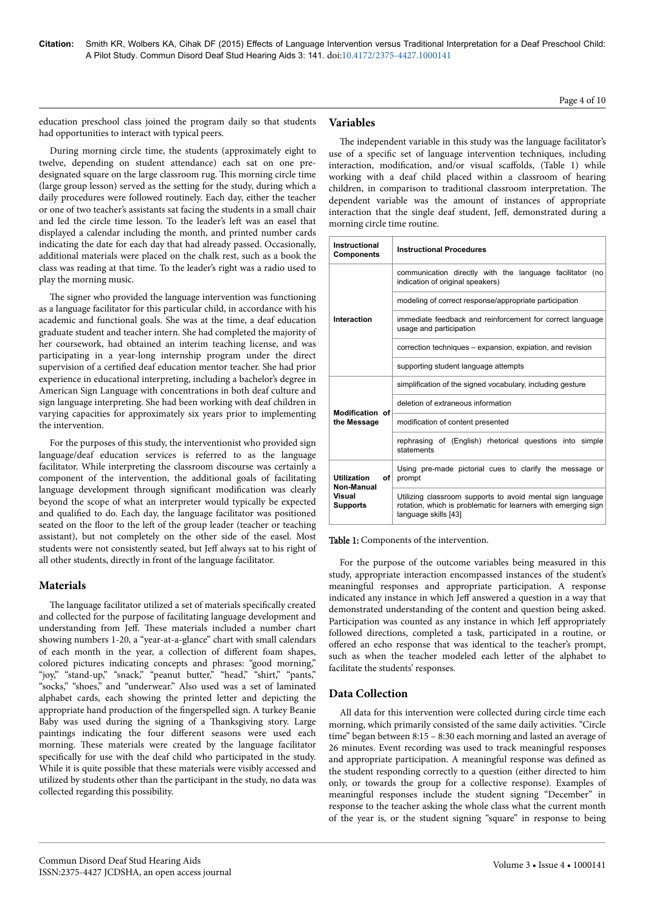education preschool class joined the program daily so that students had opportunities to interact with typical peers.

During morning circle time, the students (approximately eight to twelve, depending on student attendance) each sat on one pre-designated square on the large classroom rug. This morning circle time (large group lesson) served as the setting for the study, during which a daily procedures were followed routinely. Each day, either the teacher or one of two teacher's assistants sat facing the students in a small chair and led the circle time lesson. To the leader's left was an easel that displayed a calendar including the month, and printed number cards indicating the date for each day that had already passed. Occasionally, additional materials were placed on the chalk rest, such as a book the class was reading at that time. To the leader's right was a radio used to play the morning music.

The signer who provided the language intervention was functioning as a language facilitator for this particular child, in accordance with his academic and functional goals. She was at the time, a deaf education graduate student and teacher intern. She had completed the majority of her coursework, had obtained an interim teaching license, and was participating in a year-long internship program under the direct supervision of a certified deaf education mentor teacher. She had prior experience in educational interpreting, including a bachelor's degree in American Sign Language with concentrations in both deaf culture and sign language interpreting. She had been working with deaf children in varying capacities for approximately six years prior to implementing the intervention.

For the purposes of this study, the interventionist who provided sign language/deaf education services is referred to as the language facilitator. While interpreting the classroom discourse was certainly a component of the intervention, the additional goals of facilitating language development through significant modification was clearly beyond the scope of what an interpreter would typically be expected and qualified to do. Each day, the language facilitator was positioned seated on the floor to the left of the group leader (teacher or teaching assistant), but not completely on the other side of the easel. Most students were not consistently seated, but Jeff always sat to his right of all other students, directly in front of the language facilitator.

## Materials

The language facilitator utilized a set of materials specifically created and collected for the purpose of facilitating language development and understanding from Jeff. These materials included a number chart showing numbers 1-20, a "year-at-a-glance" chart with small calendars of each month in the year, a collection of different foam shapes, colored pictures indicating concepts and phrases: "good morning," "joy," "stand-up," "snack," "peanut butter," "head," "shirt," "pants," "socks," "shoes," and "underwear." Also used was a set of laminated alphabet cards, each showing the printed letter and depicting the appropriate hand production of the fingerspelled sign. A turkey Beanie Baby was used during the signing of a Thanksgiving story. Large paintings indicating the four different seasons were used each morning. These materials were created by the language facilitator specifically for use with the deaf child who participated in the study. While it is quite possible that these materials were visibly accessed and utilized by students other than the participant in the study, no data was collected regarding this possibility.

## Variables

The independent variable in this study was the language facilitator's use of a specific set of language intervention techniques, including interaction, modification, and/or visual scaffolds, (Table 1) while working with a deaf child placed within a classroom of hearing children, in comparison to traditional classroom interpretation. The dependent variable was the amount of instances of appropriate interaction that the single deaf student, Jeff, demonstrated during a morning circle time routine.

| Instructional Components | Instructional Procedures |
|---|---|
| Interaction | communication directly with the language facilitator (no indication of original speakers) |
| | modeling of correct response/appropriate participation |
| | immediate feedback and reinforcement for correct language usage and participation |
| | correction techniques – expansion, expiation, and revision |
| | supporting student language attempts |
| Modification of the Message | simplification of the signed vocabulary, including gesture |
| | deletion of extraneous information |
| | modification of content presented |
| | rephrasing of (English) rhetorical questions into simple statements |
| Utilization of Non-Manual Visual Supports | Using pre-made pictorial cues to clarify the message or prompt |
| | Utilizing classroom supports to avoid mental sign language rotation, which is problematic for learners with emerging sign language skills [43] |

**Table 1:** Components of the intervention.

For the purpose of the outcome variables being measured in this study, appropriate interaction encompassed instances of the student's meaningful responses and appropriate participation. A response indicated any instance in which Jeff answered a question in a way that demonstrated understanding of the content and question being asked. Participation was counted as any instance in which Jeff appropriately followed directions, completed a task, participated in a routine, or offered an echo response that was identical to the teacher's prompt, such as when the teacher modeled each letter of the alphabet to facilitate the students' responses.

## Data Collection

All data for this intervention were collected during circle time each morning, which primarily consisted of the same daily activities. "Circle time" began between 8:15 – 8:30 each morning and lasted an average of 26 minutes. Event recording was used to track meaningful responses and appropriate participation. A meaningful response was defined as the student responding correctly to a question (either directed to him only, or towards the group for a collective response). Examples of meaningful responses include the student signing "December" in response to the teacher asking the whole class what the current month of the year is, or the student signing "square" in response to being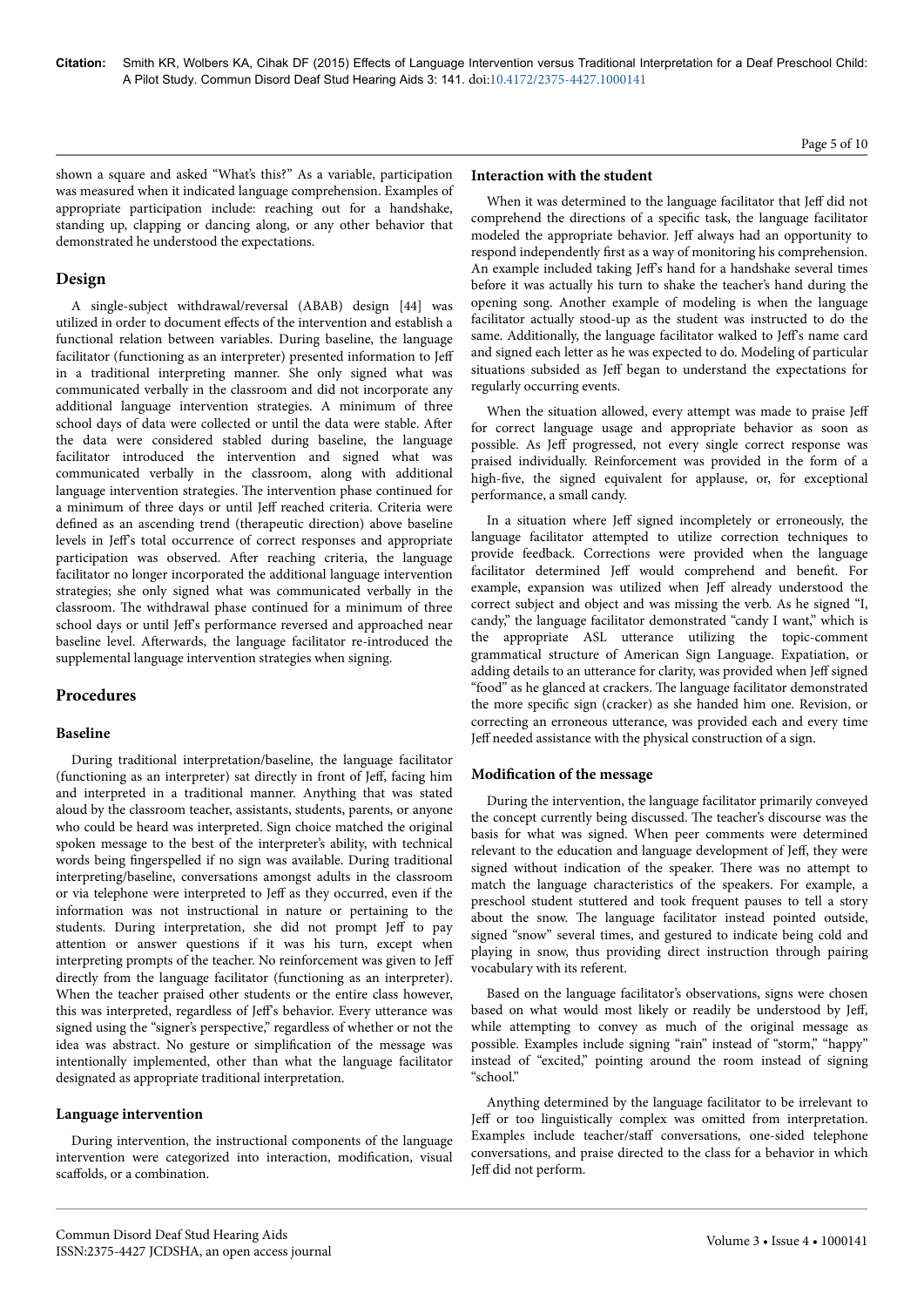shown a square and asked "What's this?" As a variable, participation was measured when it indicated language comprehension. Examples of appropriate participation include: reaching out for a handshake, standing up, clapping or dancing along, or any other behavior that demonstrated he understood the expectations.

## Design

A single-subject withdrawal/reversal (ABAB) design [44] was utilized in order to document effects of the intervention and establish a functional relation between variables. During baseline, the language facilitator (functioning as an interpreter) presented information to Jeff in a traditional interpreting manner. She only signed what was communicated verbally in the classroom and did not incorporate any additional language intervention strategies. A minimum of three school days of data were collected or until the data were stable. After the data were considered stabled during baseline, the language facilitator introduced the intervention and signed what was communicated verbally in the classroom, along with additional language intervention strategies. The intervention phase continued for a minimum of three days or until Jeff reached criteria. Criteria were defined as an ascending trend (therapeutic direction) above baseline levels in Jeff's total occurrence of correct responses and appropriate participation was observed. After reaching criteria, the language facilitator no longer incorporated the additional language intervention strategies; she only signed what was communicated verbally in the classroom. The withdrawal phase continued for a minimum of three school days or until Jeff's performance reversed and approached near baseline level. Afterwards, the language facilitator re-introduced the supplemental language intervention strategies when signing.

## Procedures

### Baseline

During traditional interpretation/baseline, the language facilitator (functioning as an interpreter) sat directly in front of Jeff, facing him and interpreted in a traditional manner. Anything that was stated aloud by the classroom teacher, assistants, students, parents, or anyone who could be heard was interpreted. Sign choice matched the original spoken message to the best of the interpreter's ability, with technical words being fingerspelled if no sign was available. During traditional interpreting/baseline, conversations amongst adults in the classroom or via telephone were interpreted to Jeff as they occurred, even if the information was not instructional in nature or pertaining to the students. During interpretation, she did not prompt Jeff to pay attention or answer questions if it was his turn, except when interpreting prompts of the teacher. No reinforcement was given to Jeff directly from the language facilitator (functioning as an interpreter). When the teacher praised other students or the entire class however, this was interpreted, regardless of Jeff's behavior. Every utterance was signed using the "signer's perspective," regardless of whether or not the idea was abstract. No gesture or simplification of the message was intentionally implemented, other than what the language facilitator designated as appropriate traditional interpretation.

### Language intervention

During intervention, the instructional components of the language intervention were categorized into interaction, modification, visual scaffolds, or a combination.

### Interaction with the student

When it was determined to the language facilitator that Jeff did not comprehend the directions of a specific task, the language facilitator modeled the appropriate behavior. Jeff always had an opportunity to respond independently first as a way of monitoring his comprehension. An example included taking Jeff's hand for a handshake several times before it was actually his turn to shake the teacher's hand during the opening song. Another example of modeling is when the language facilitator actually stood-up as the student was instructed to do the same. Additionally, the language facilitator walked to Jeff's name card and signed each letter as he was expected to do. Modeling of particular situations subsided as Jeff began to understand the expectations for regularly occurring events.

When the situation allowed, every attempt was made to praise Jeff for correct language usage and appropriate behavior as soon as possible. As Jeff progressed, not every single correct response was praised individually. Reinforcement was provided in the form of a high-five, the signed equivalent for applause, or, for exceptional performance, a small candy.

In a situation where Jeff signed incompletely or erroneously, the language facilitator attempted to utilize correction techniques to provide feedback. Corrections were provided when the language facilitator determined Jeff would comprehend and benefit. For example, expansion was utilized when Jeff already understood the correct subject and object and was missing the verb. As he signed "I, candy," the language facilitator demonstrated "candy I want," which is the appropriate ASL utterance utilizing the topic-comment grammatical structure of American Sign Language. Expatiation, or adding details to an utterance for clarity, was provided when Jeff signed "food" as he glanced at crackers. The language facilitator demonstrated the more specific sign (cracker) as she handed him one. Revision, or correcting an erroneous utterance, was provided each and every time Jeff needed assistance with the physical construction of a sign.

### Modification of the message

During the intervention, the language facilitator primarily conveyed the concept currently being discussed. The teacher's discourse was the basis for what was signed. When peer comments were determined relevant to the education and language development of Jeff, they were signed without indication of the speaker. There was no attempt to match the language characteristics of the speakers. For example, a preschool student stuttered and took frequent pauses to tell a story about the snow. The language facilitator instead pointed outside, signed "snow" several times, and gestured to indicate being cold and playing in snow, thus providing direct instruction through pairing vocabulary with its referent.

Based on the language facilitator's observations, signs were chosen based on what would most likely or readily be understood by Jeff, while attempting to convey as much of the original message as possible. Examples include signing "rain" instead of "storm," "happy" instead of "excited," pointing around the room instead of signing "school."

Anything determined by the language facilitator to be irrelevant to Jeff or too linguistically complex was omitted from interpretation. Examples include teacher/staff conversations, one-sided telephone conversations, and praise directed to the class for a behavior in which Jeff did not perform.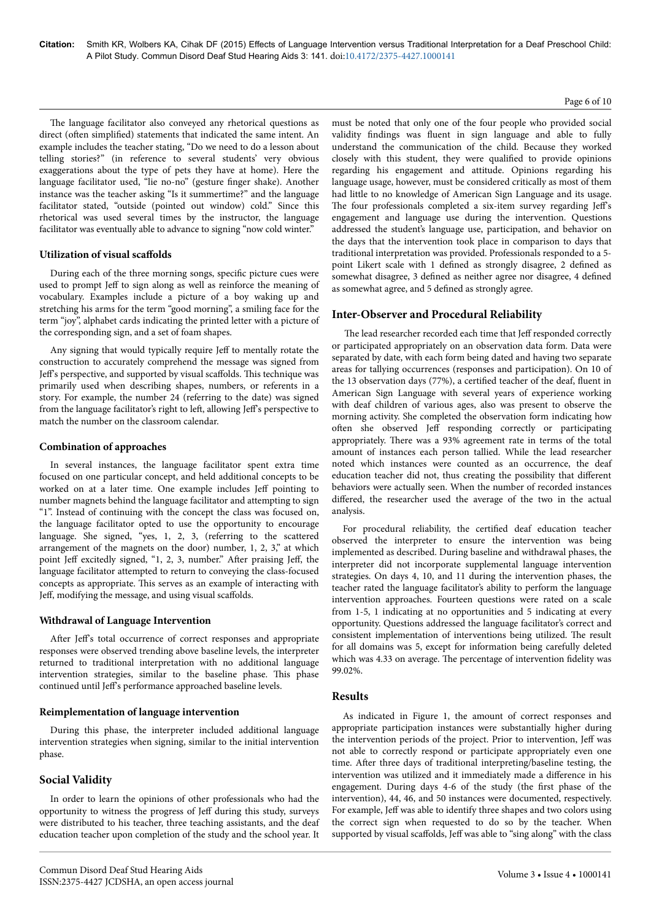The language facilitator also conveyed any rhetorical questions as direct (often simplified) statements that indicated the same intent. An example includes the teacher stating, "Do we need to do a lesson about telling stories?" (in reference to several students' very obvious exaggerations about the type of pets they have at home). Here the language facilitator used, "lie no-no" (gesture finger shake). Another instance was the teacher asking "Is it summertime?" and the language facilitator stated, "outside (pointed out window) cold." Since this rhetorical was used several times by the instructor, the language facilitator was eventually able to advance to signing "now cold winter."

### Utilization of visual scaffolds

During each of the three morning songs, specific picture cues were used to prompt Jeff to sign along as well as reinforce the meaning of vocabulary. Examples include a picture of a boy waking up and stretching his arms for the term "good morning", a smiling face for the term "joy", alphabet cards indicating the printed letter with a picture of the corresponding sign, and a set of foam shapes.

Any signing that would typically require Jeff to mentally rotate the construction to accurately comprehend the message was signed from Jeff's perspective, and supported by visual scaffolds. This technique was primarily used when describing shapes, numbers, or referents in a story. For example, the number 24 (referring to the date) was signed from the language facilitator's right to left, allowing Jeff's perspective to match the number on the classroom calendar.

### Combination of approaches

In several instances, the language facilitator spent extra time focused on one particular concept, and held additional concepts to be worked on at a later time. One example includes Jeff pointing to number magnets behind the language facilitator and attempting to sign "1". Instead of continuing with the concept the class was focused on, the language facilitator opted to use the opportunity to encourage language. She signed, "yes, 1, 2, 3, (referring to the scattered arrangement of the magnets on the door) number, 1, 2, 3," at which point Jeff excitedly signed, "1, 2, 3, number." After praising Jeff, the language facilitator attempted to return to conveying the class-focused concepts as appropriate. This serves as an example of interacting with Jeff, modifying the message, and using visual scaffolds.

### Withdrawal of Language Intervention

After Jeff's total occurrence of correct responses and appropriate responses were observed trending above baseline levels, the interpreter returned to traditional interpretation with no additional language intervention strategies, similar to the baseline phase. This phase continued until Jeff's performance approached baseline levels.

### Reimplementation of language intervention

During this phase, the interpreter included additional language intervention strategies when signing, similar to the initial intervention phase.

## Social Validity

In order to learn the opinions of other professionals who had the opportunity to witness the progress of Jeff during this study, surveys were distributed to his teacher, three teaching assistants, and the deaf education teacher upon completion of the study and the school year. It must be noted that only one of the four people who provided social validity findings was fluent in sign language and able to fully understand the communication of the child. Because they worked closely with this student, they were qualified to provide opinions regarding his engagement and attitude. Opinions regarding his language usage, however, must be considered critically as most of them had little to no knowledge of American Sign Language and its usage. The four professionals completed a six-item survey regarding Jeff's engagement and language use during the intervention. Questions addressed the student's language use, participation, and behavior on the days that the intervention took place in comparison to days that traditional interpretation was provided. Professionals responded to a 5-point Likert scale with 1 defined as strongly disagree, 2 defined as somewhat disagree, 3 defined as neither agree nor disagree, 4 defined as somewhat agree, and 5 defined as strongly agree.

## Inter-Observer and Procedural Reliability

The lead researcher recorded each time that Jeff responded correctly or participated appropriately on an observation data form. Data were separated by date, with each form being dated and having two separate areas for tallying occurrences (responses and participation). On 10 of the 13 observation days (77%), a certified teacher of the deaf, fluent in American Sign Language with several years of experience working with deaf children of various ages, also was present to observe the morning activity. She completed the observation form indicating how often she observed Jeff responding correctly or participating appropriately. There was a 93% agreement rate in terms of the total amount of instances each person tallied. While the lead researcher noted which instances were counted as an occurrence, the deaf education teacher did not, thus creating the possibility that different behaviors were actually seen. When the number of recorded instances differed, the researcher used the average of the two in the actual analysis.

For procedural reliability, the certified deaf education teacher observed the interpreter to ensure the intervention was being implemented as described. During baseline and withdrawal phases, the interpreter did not incorporate supplemental language intervention strategies. On days 4, 10, and 11 during the intervention phases, the teacher rated the language facilitator's ability to perform the language intervention approaches. Fourteen questions were rated on a scale from 1-5, 1 indicating at no opportunities and 5 indicating at every opportunity. Questions addressed the language facilitator's correct and consistent implementation of interventions being utilized. The result for all domains was 5, except for information being carefully deleted which was 4.33 on average. The percentage of intervention fidelity was 99.02%.

## Results

As indicated in Figure 1, the amount of correct responses and appropriate participation instances were substantially higher during the intervention periods of the project. Prior to intervention, Jeff was not able to correctly respond or participate appropriately even one time. After three days of traditional interpreting/baseline testing, the intervention was utilized and it immediately made a difference in his engagement. During days 4-6 of the study (the first phase of the intervention), 44, 46, and 50 instances were documented, respectively. For example, Jeff was able to identify three shapes and two colors using the correct sign when requested to do so by the teacher. When supported by visual scaffolds, Jeff was able to "sing along" with the class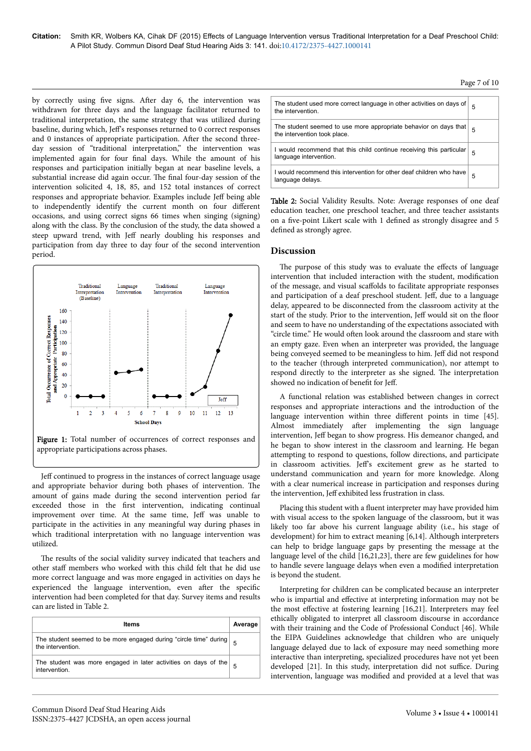by correctly using five signs. After day 6, the intervention was withdrawn for three days and the language facilitator returned to traditional interpretation, the same strategy that was utilized during baseline, during which, Jeff's responses returned to 0 correct responses and 0 instances of appropriate participation. After the second three-day session of "traditional interpretation," the intervention was implemented again for four final days. While the amount of his responses and participation initially began at near baseline levels, a substantial increase did again occur. The final four-day session of the intervention solicited 4, 18, 85, and 152 total instances of correct responses and appropriate behavior. Examples include Jeff being able to independently identify the current month on four different occasions, and using correct signs 66 times when singing (signing) along with the class. By the conclusion of the study, the data showed a steep upward trend, with Jeff nearly doubling his responses and participation from day three to day four of the second intervention period.

**Figure 1:** Total number of occurrences of correct responses and appropriate participations across phases.

Jeff continued to progress in the instances of correct language usage and appropriate behavior during both phases of intervention. The amount of gains made during the second intervention period far exceeded those in the first intervention, indicating continual improvement over time. At the same time, Jeff was unable to participate in the activities in any meaningful way during phases in which traditional interpretation with no language intervention was utilized.

The results of the social validity survey indicated that teachers and other staff members who worked with this child felt that he did use more correct language and was more engaged in activities on days he experienced the language intervention, even after the specific intervention had been completed for that day. Survey items and results can are listed in Table 2.

| Items | Average |
|---|---|
| The student seemed to be more engaged during "circle time" during the intervention. | 5 |
| The student was more engaged in later activities on days of the intervention. | 5 |
| The student used more correct language in other activities on days of the intervention. | 5 |
| The student seemed to use more appropriate behavior on days that the intervention took place. | 5 |
| I would recommend that this child continue receiving this particular language intervention. | 5 |
| I would recommend this intervention for other deaf children who have language delays. | 5 |

**Table 2:** Social Validity Results. Note: Average responses of one deaf education teacher, one preschool teacher, and three teacher assistants on a five-point Likert scale with 1 defined as strongly disagree and 5 defined as strongly agree.

## Discussion

The purpose of this study was to evaluate the effects of language intervention that included interaction with the student, modification of the message, and visual scaffolds to facilitate appropriate responses and participation of a deaf preschool student. Jeff, due to a language delay, appeared to be disconnected from the classroom activity at the start of the study. Prior to the intervention, Jeff would sit on the floor and seem to have no understanding of the expectations associated with "circle time." He would often look around the classroom and stare with an empty gaze. Even when an interpreter was provided, the language being conveyed seemed to be meaningless to him. Jeff did not respond to the teacher (through interpreted communication), nor attempt to respond directly to the interpreter as she signed. The interpretation showed no indication of benefit for Jeff.

A functional relation was established between changes in correct responses and appropriate interactions and the introduction of the language intervention within three different points in time [45]. Almost immediately after implementing the sign language intervention, Jeff began to show progress. His demeanor changed, and he began to show interest in the classroom and learning. He began attempting to respond to questions, follow directions, and participate in classroom activities. Jeff's excitement grew as he started to understand communication and yearn for more knowledge. Along with a clear numerical increase in participation and responses during the intervention, Jeff exhibited less frustration in class.

Placing this student with a fluent interpreter may have provided him with visual access to the spoken language of the classroom, but it was likely too far above his current language ability (i.e., his stage of development) for him to extract meaning [6,14]. Although interpreters can help to bridge language gaps by presenting the message at the language level of the child [16,21,23], there are few guidelines for how to handle severe language delays when even a modified interpretation is beyond the student.

Interpreting for children can be complicated because an interpreter who is impartial and effective at interpreting information may not be the most effective at fostering learning [16,21]. Interpreters may feel ethically obligated to interpret all classroom discourse in accordance with their training and the Code of Professional Conduct [46]. While the EIPA Guidelines acknowledge that children who are uniquely language delayed due to lack of exposure may need something more interactive than interpreting, specialized procedures have not yet been developed [21]. In this study, interpretation did not suffice. During intervention, language was modified and provided at a level that was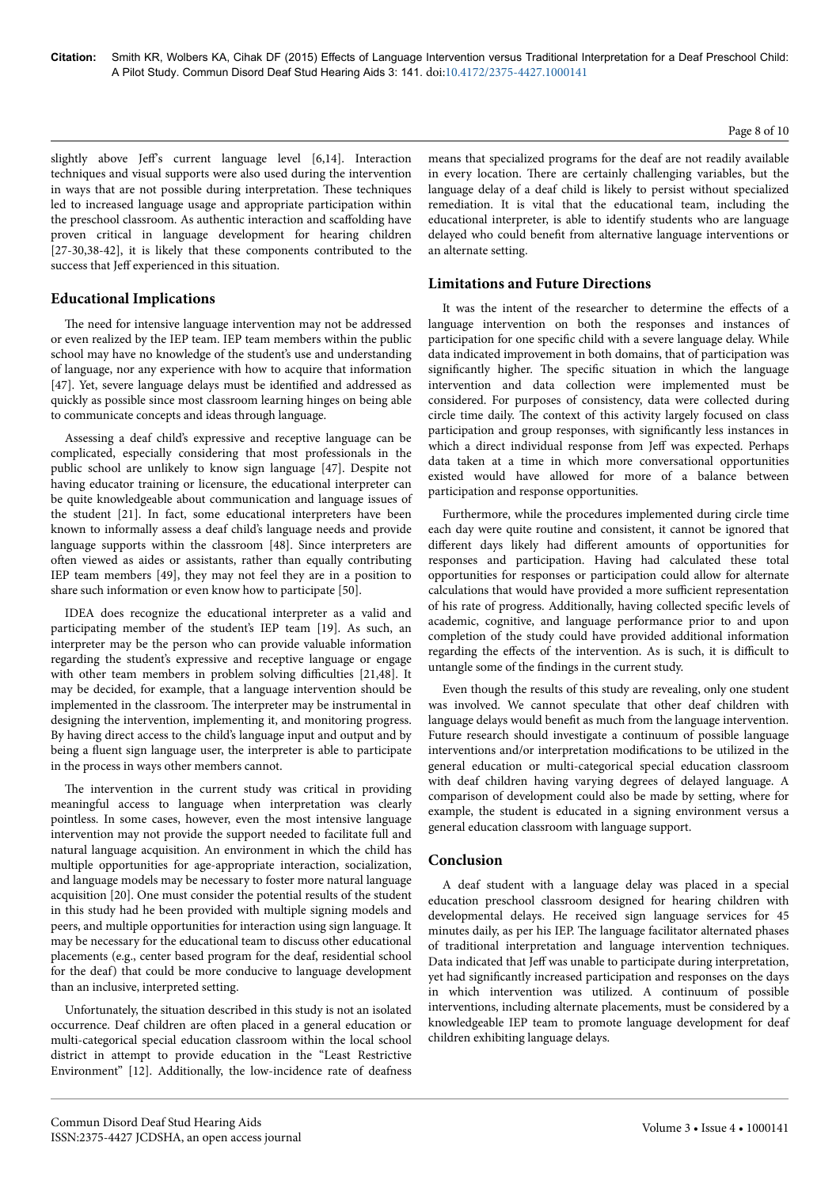slightly above Jeff's current language level [6,14]. Interaction techniques and visual supports were also used during the intervention in ways that are not possible during interpretation. These techniques led to increased language usage and appropriate participation within the preschool classroom. As authentic interaction and scaffolding have proven critical in language development for hearing children [27-30,38-42], it is likely that these components contributed to the success that Jeff experienced in this situation.

## Educational Implications

The need for intensive language intervention may not be addressed or even realized by the IEP team. IEP team members within the public school may have no knowledge of the student's use and understanding of language, nor any experience with how to acquire that information [47]. Yet, severe language delays must be identified and addressed as quickly as possible since most classroom learning hinges on being able to communicate concepts and ideas through language.

Assessing a deaf child's expressive and receptive language can be complicated, especially considering that most professionals in the public school are unlikely to know sign language [47]. Despite not having educator training or licensure, the educational interpreter can be quite knowledgeable about communication and language issues of the student [21]. In fact, some educational interpreters have been known to informally assess a deaf child's language needs and provide language supports within the classroom [48]. Since interpreters are often viewed as aides or assistants, rather than equally contributing IEP team members [49], they may not feel they are in a position to share such information or even know how to participate [50].

IDEA does recognize the educational interpreter as a valid and participating member of the student's IEP team [19]. As such, an interpreter may be the person who can provide valuable information regarding the student's expressive and receptive language or engage with other team members in problem solving difficulties [21,48]. It may be decided, for example, that a language intervention should be implemented in the classroom. The interpreter may be instrumental in designing the intervention, implementing it, and monitoring progress. By having direct access to the child's language input and output and by being a fluent sign language user, the interpreter is able to participate in the process in ways other members cannot.

The intervention in the current study was critical in providing meaningful access to language when interpretation was clearly pointless. In some cases, however, even the most intensive language intervention may not provide the support needed to facilitate full and natural language acquisition. An environment in which the child has multiple opportunities for age-appropriate interaction, socialization, and language models may be necessary to foster more natural language acquisition [20]. One must consider the potential results of the student in this study had he been provided with multiple signing models and peers, and multiple opportunities for interaction using sign language. It may be necessary for the educational team to discuss other educational placements (e.g., center based program for the deaf, residential school for the deaf) that could be more conducive to language development than an inclusive, interpreted setting.

Unfortunately, the situation described in this study is not an isolated occurrence. Deaf children are often placed in a general education or multi-categorical special education classroom within the local school district in attempt to provide education in the "Least Restrictive Environment" [12]. Additionally, the low-incidence rate of deafness means that specialized programs for the deaf are not readily available in every location. There are certainly challenging variables, but the language delay of a deaf child is likely to persist without specialized remediation. It is vital that the educational team, including the educational interpreter, is able to identify students who are language delayed who could benefit from alternative language interventions or an alternate setting.

## Limitations and Future Directions

It was the intent of the researcher to determine the effects of a language intervention on both the responses and instances of participation for one specific child with a severe language delay. While data indicated improvement in both domains, that of participation was significantly higher. The specific situation in which the language intervention and data collection were implemented must be considered. For purposes of consistency, data were collected during circle time daily. The context of this activity largely focused on class participation and group responses, with significantly less instances in which a direct individual response from Jeff was expected. Perhaps data taken at a time in which more conversational opportunities existed would have allowed for more of a balance between participation and response opportunities.

Furthermore, while the procedures implemented during circle time each day were quite routine and consistent, it cannot be ignored that different days likely had different amounts of opportunities for responses and participation. Having had calculated these total opportunities for responses or participation could allow for alternate calculations that would have provided a more sufficient representation of his rate of progress. Additionally, having collected specific levels of academic, cognitive, and language performance prior to and upon completion of the study could have provided additional information regarding the effects of the intervention. As is such, it is difficult to untangle some of the findings in the current study.

Even though the results of this study are revealing, only one student was involved. We cannot speculate that other deaf children with language delays would benefit as much from the language intervention. Future research should investigate a continuum of possible language interventions and/or interpretation modifications to be utilized in the general education or multi-categorical special education classroom with deaf children having varying degrees of delayed language. A comparison of development could also be made by setting, where for example, the student is educated in a signing environment versus a general education classroom with language support.

## Conclusion

A deaf student with a language delay was placed in a special education preschool classroom designed for hearing children with developmental delays. He received sign language services for 45 minutes daily, as per his IEP. The language facilitator alternated phases of traditional interpretation and language intervention techniques. Data indicated that Jeff was unable to participate during interpretation, yet had significantly increased participation and responses on the days in which intervention was utilized. A continuum of possible interventions, including alternate placements, must be considered by a knowledgeable IEP team to promote language development for deaf children exhibiting language delays.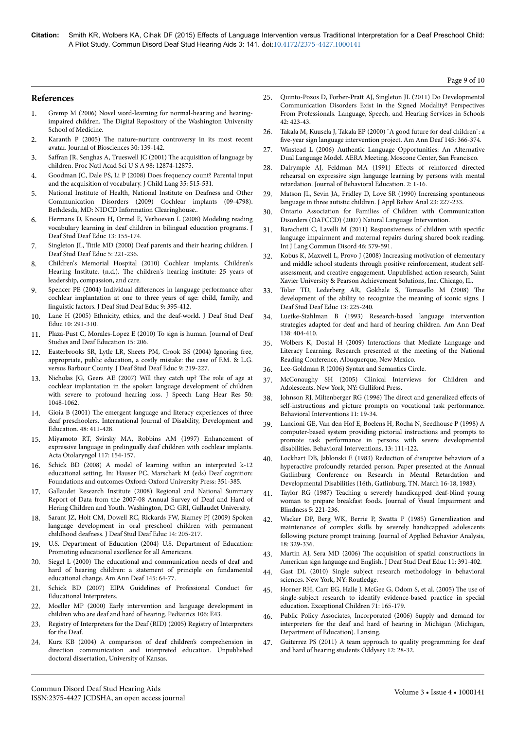## References

1. Gremp M (2006) Novel word-learning for normal-hearing and hearing-impaired children. The Digital Repository of the Washington University School of Medicine.
2. Karanth P (2005) The nature-nurture controversy in its most recent avatar. Journal of Biosciences 30: 139-142.
3. Saffran JR, Senghas A, Trueswell JC (2001) The acquisition of language by children. Proc Natl Acad Sci U S A 98: 12874-12875.
4. Goodman JC, Dale PS, Li P (2008) Does frequency count? Parental input and the acquisition of vocabulary. J Child Lang 35: 515-531.
5. National Institute of Health, National Institute on Deafness and Other Communication Disorders (2009) Cochlear implants (09-4798). Bethdesda, MD: NIDCD Information Clearinghouse..
6. Hermans D, Knoors H, Ormel E, Verhoeven L (2008) Modeling reading vocabulary learning in deaf children in bilingual education programs. J Deaf Stud Deaf Educ 13: 155-174.
7. Singleton JL, Tittle MD (2000) Deaf parents and their hearing children. J Deaf Stud Deaf Educ 5: 221-236.
8. Children's Memorial Hospital (2010) Cochlear implants. Children's Hearing Institute. (n.d.). The children's hearing institute: 25 years of leadership, compassion, and care.
9. Spencer PE (2004) Individual differences in language performance after cochlear implantation at one to three years of age: child, family, and linguistic factors. J Deaf Stud Deaf Educ 9: 395-412.
10. Lane H (2005) Ethnicity, ethics, and the deaf-world. J Deaf Stud Deaf Educ 10: 291-310.
11. Plaza-Pust C, Morales-Lopez E (2010) To sign is human. Journal of Deaf Studies and Deaf Education 15: 206.
12. Easterbrooks SR, Lytle LR, Sheets PM, Crook BS (2004) Ignoring free, appropriate, public education, a costly mistake: the case of F.M. & L.G. versus Barbour County. J Deaf Stud Deaf Educ 9: 219-227.
13. Nicholas JG, Geers AE (2007) Will they catch up? The role of age at cochlear implantation in the spoken language development of children with severe to profound hearing loss. J Speech Lang Hear Res 50: 1048-1062.
14. Gioia B (2001) The emergent language and literacy experiences of three deaf preschoolers. International Journal of Disability, Development and Education. 48: 411-428.
15. Miyamoto RT, Svirsky MA, Robbins AM (1997) Enhancement of expressive language in prelingually deaf children with cochlear implants. Acta Otolaryngol 117: 154-157.
16. Schick BD (2008) A model of learning within an interpreted k-12 educational setting. In: Hauser PC, Marschark M (eds) Deaf cognition: Foundations and outcomes Oxford: Oxford University Press: 351-385.
17. Gallaudet Research Institute (2008) Regional and National Summary Report of Data from the 2007-08 Annual Survey of Deaf and Hard of Hering Children and Youth. Washington, DC: GRI, Gallaudet University.
18. Sarant JZ, Holt CM, Dowell RC, Rickards FW, Blamey PJ (2009) Spoken language development in oral preschool children with permanent childhood deafness. J Deaf Stud Deaf Educ 14: 205-217.
19. U.S. Department of Education (2004) U.S. Department of Education: Promoting educational excellence for all Americans.
20. Siegel L (2000) The educational and communication needs of deaf and hard of hearing children: a statement of principle on fundamental educational change. Am Ann Deaf 145: 64-77.
21. Schick BD (2007) EIPA Guidelines of Professional Conduct for Educational Interpreters.
22. Moeller MP (2000) Early intervention and language development in children who are deaf and hard of hearing. Pediatrics 106: E43.
23. Registry of Interpreters for the Deaf (RID) (2005) Registry of Interpreters for the Deaf.
24. Kurz KB (2004) A comparison of deaf children's comprehension in direction communication and interpreted education. Unpublished doctoral dissertation, University of Kansas.
25. Quinto-Pozos D, Forber-Pratt AJ, Singleton JL (2011) Do Developmental Communication Disorders Exist in the Signed Modality? Perspectives From Professionals. Language, Speech, and Hearing Services in Schools 42: 423-43.
26. Takala M, Kuusela J, Takala EP (2000) "A good future for deaf children": a five-year sign language intervention project. Am Ann Deaf 145: 366-374.
27. Winstead L (2006) Authentic Language Opportunities: An Alternative Dual Language Model. AERA Meeting, Moscone Center, San Francisco.
28. Dalrymple AJ, Feldman MA (1991) Effects of reinforced directed rehearsal on expressive sign language learning by persons with mental retardation. Journal of Behavioral Education. 2: 1-16.
29. Matson JL, Sevin JA, Fridley D, Love SR (1990) Increasing spontaneous language in three autistic children. J Appl Behav Anal 23: 227-233.
30. Ontario Association for Families of Children with Communication Disorders (OAFCCD) (2007) Natural Language Intervention.
31. Barachetti C, Lavelli M (2011) Responsiveness of children with specific language impairment and maternal repairs during shared book reading. Int J Lang Commun Disord 46: 579-591.
32. Kobus K, Maxwell L, Provo J (2008) Increasing motivation of elementary and middle school students through positive reinforcement, student self-assessment, and creative engagement. Unpublished action research, Saint Xavier University & Pearson Achievement Solutions, Inc. Chicago, IL.
33. Tolar TD, Lederberg AR, Gokhale S, Tomasello M (2008) The development of the ability to recognize the meaning of iconic signs. J Deaf Stud Deaf Educ 13: 225-240.
34. Luetke-Stahlman B (1993) Research-based language intervention strategies adapted for deaf and hard of hearing children. Am Ann Deaf 138: 404-410.
35. Wolbers K, Dostal H (2009) Interactions that Mediate Language and Literacy Learning. Research presented at the meeting of the National Reading Conference, Albuquerque, New Mexico.
36. Lee-Goldman R (2006) Syntax and Semantics Circle.
37. McConaughy SH (2005) Clinical Interviews for Children and Adolescents. New York, NY: Gulliford Press.
38. Johnson BJ, Miltenberger RG (1996) The direct and generalized effects of self-instructions and picture prompts on vocational task performance. Behavioral Interventions 11: 19-34.
39. Lancioni GE, Van den Hof E, Boelens H, Rocha N, Seedhouse P (1998) A computer-based system providing pictorial instructions and prompts to promote task performance in persons with severe developmental disabilities. Behavioral Interventions, 13: 111-122.
40. Lockhart DB, Jablonski E (1983) Reduction of disruptive behaviors of a hyperactive profoundly retarded person. Paper presented at the Annual Gatlinburg Conference on Research in Mental Retardation and Developmental Disabilities (16th, Gatlinburg, TN. March 16-18, 1983).
41. Taylor RG (1987) Teaching a severely handicapped deaf-blind young woman to prepare breakfast foods. Journal of Visual Impairment and Blindness 5: 221-236.
42. Wacker DP, Berg WK, Berrie P, Swatta P (1985) Generalization and maintenance of complex skills by severely handicapped adolescents following picture prompt training. Journal of Applied Behavior Analysis, 18: 329-336.
43. Martin AJ, Sera MD (2006) The acquisition of spatial constructions in American sign language and English. J Deaf Stud Deaf Educ 11: 391-402.
44. Gast DL (2010) Single subject research methodology in behavioral sciences. New York, NY: Routledge.
45. Horner RH, Carr EG, Halle J, McGee G, Odom S, et al. (2005) The use of single-subject research to identify evidence-based practice in special education. Exceptional Children 71: 165-179.
46. Public Policy Associates, Incorporated (2006) Supply and demand for interpreters for the deaf and hard of hearing in Michigan (Michigan, Department of Education). Lansing.
47. Guiterrez PS (2011) A team approach to quality programming for deaf and hard of hearing students Oddysey 12: 28-32.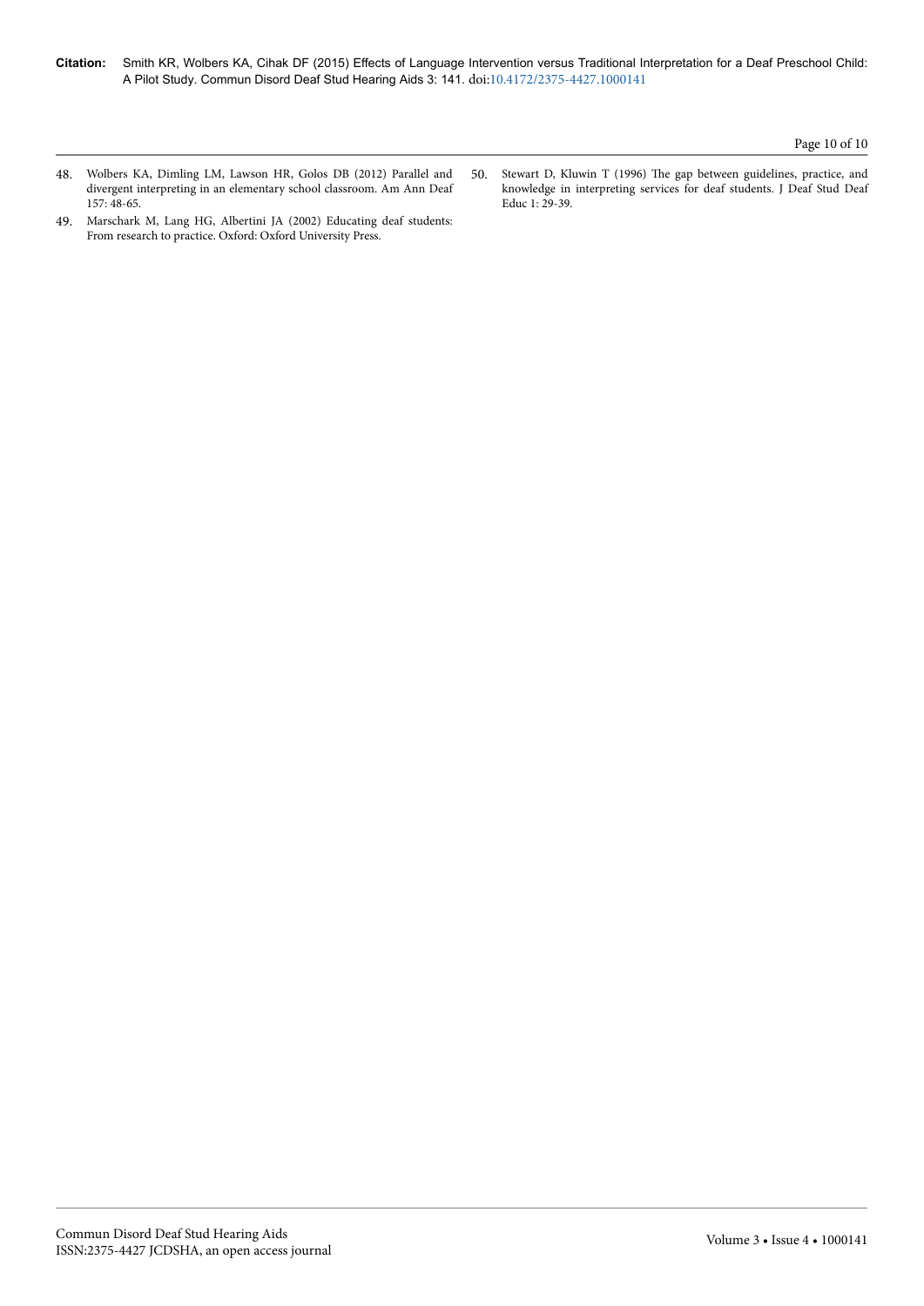48. Wolbers KA, Dimling LM, Lawson HR, Golos DB (2012) Parallel and divergent interpreting in an elementary school classroom. Am Ann Deaf 157: 48-65.
49. Marschark M, Lang HG, Albertini JA (2002) Educating deaf students: From research to practice. Oxford: Oxford University Press.
50. Stewart D, Kluwin T (1996) The gap between guidelines, practice, and knowledge in interpreting services for deaf students. J Deaf Stud Deaf Educ 1: 29-39.